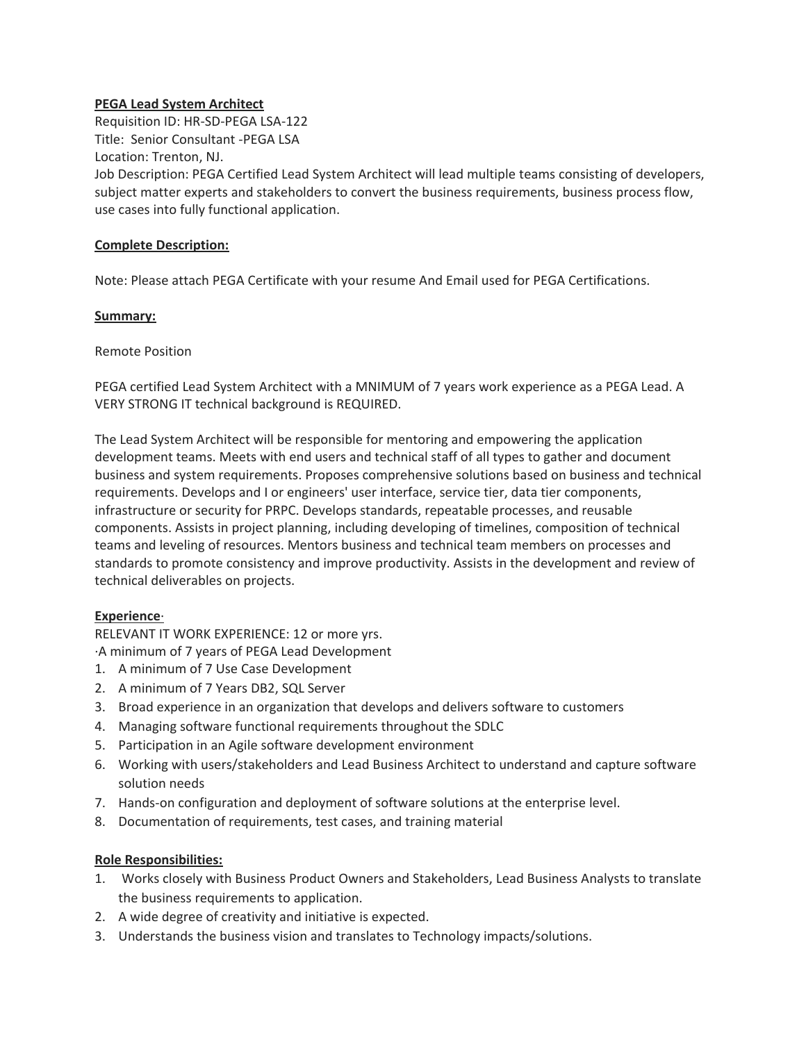**PEGA Lead System Architect**

Requisition ID: HR-SD-PEGA LSA-122

Title: Senior Consultant -PEGA LSA

Location: Trenton, NJ.

Job Description: PEGA Certified Lead System Architect will lead multiple teams consisting of developers, subject matter experts and stakeholders to convert the business requirements, business process flow, use cases into fully functional application.

**Complete Description:**

Note: Please attach PEGA Certificate with your resume And Email used for PEGA Certifications.

**Summary:**

Remote Position

PEGA certified Lead System Architect with a MNIMUM of 7 years work experience as a PEGA Lead. A VERY STRONG IT technical background is REQUIRED.

The Lead System Architect will be responsible for mentoring and empowering the application development teams. Meets with end users and technical staff of all types to gather and document business and system requirements. Proposes comprehensive solutions based on business and technical requirements. Develops and I or engineers' user interface, service tier, data tier components, infrastructure or security for PRPC. Develops standards, repeatable processes, and reusable components. Assists in project planning, including developing of timelines, composition of technical teams and leveling of resources. Mentors business and technical team members on processes and standards to promote consistency and improve productivity. Assists in the development and review of technical deliverables on projects.

**Experience**·

RELEVANT IT WORK EXPERIENCE: 12 or more yrs.

·A minimum of 7 years of PEGA Lead Development

1. A minimum of 7 Use Case Development
2. A minimum of 7 Years DB2, SQL Server
3. Broad experience in an organization that develops and delivers software to customers
4. Managing software functional requirements throughout the SDLC
5. Participation in an Agile software development environment
6. Working with users/stakeholders and Lead Business Architect to understand and capture software solution needs
7. Hands-on configuration and deployment of software solutions at the enterprise level.
8. Documentation of requirements, test cases, and training material

**Role Responsibilities:**

1. Works closely with Business Product Owners and Stakeholders, Lead Business Analysts to translate the business requirements to application.
2. A wide degree of creativity and initiative is expected.
3. Understands the business vision and translates to Technology impacts/solutions.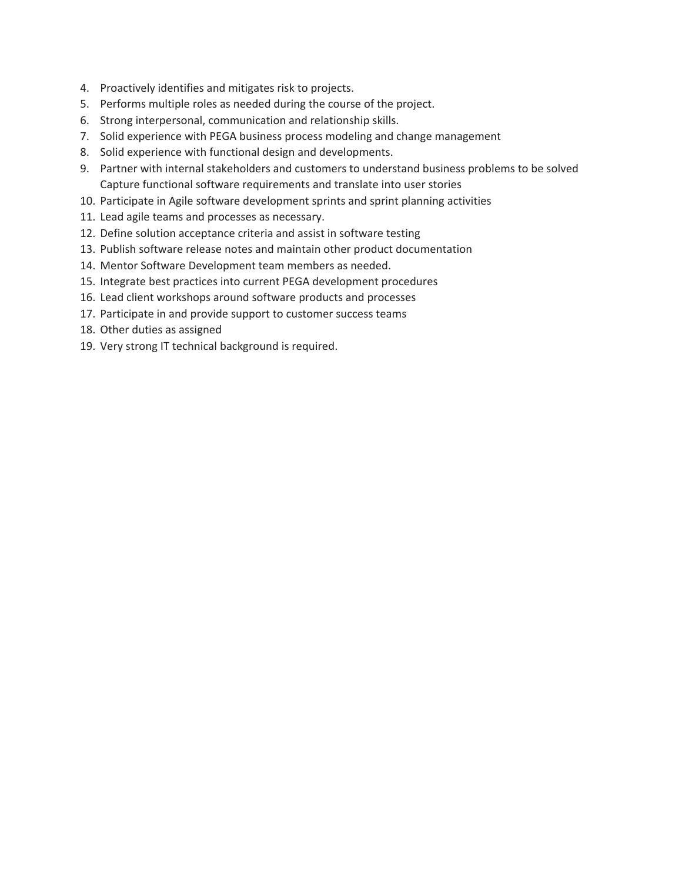4. Proactively identifies and mitigates risk to projects.
5. Performs multiple roles as needed during the course of the project.
6. Strong interpersonal, communication and relationship skills.
7. Solid experience with PEGA business process modeling and change management
8. Solid experience with functional design and developments.
9. Partner with internal stakeholders and customers to understand business problems to be solved Capture functional software requirements and translate into user stories
10. Participate in Agile software development sprints and sprint planning activities
11. Lead agile teams and processes as necessary.
12. Define solution acceptance criteria and assist in software testing
13. Publish software release notes and maintain other product documentation
14. Mentor Software Development team members as needed.
15. Integrate best practices into current PEGA development procedures
16. Lead client workshops around software products and processes
17. Participate in and provide support to customer success teams
18. Other duties as assigned
19. Very strong IT technical background is required.